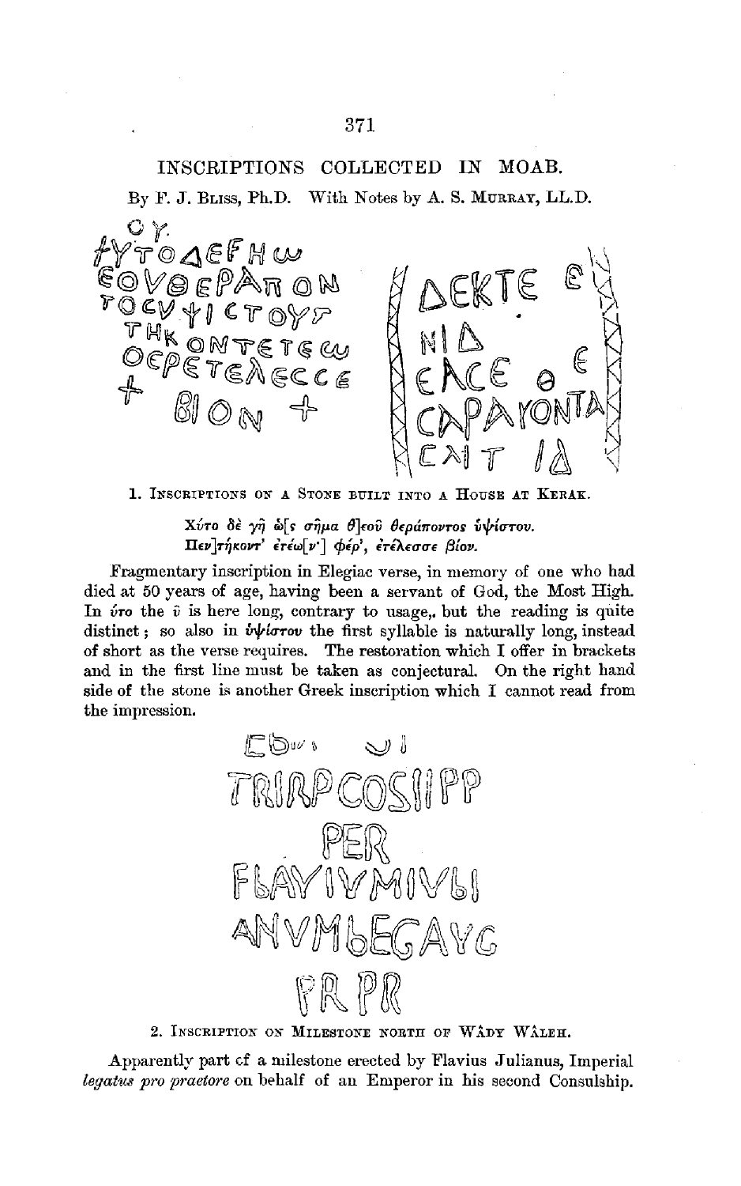# INSCRIPTIONS COLLECTED IN MOAB.

By F. J. Bliss, Ph.D. With Notes by A. S. Murray, LL.D.

ΟΥ
ΧΥΤΟΔΕΓΗω
ΕΘΥΘΕΡΑΠΟΝ
ΤΟCΥΨΙCΤΟΥΓ
ΤΗΚΟΝΤΕΤΕω
ΘΕΡΕΤΕΛΕCCΕ
+ ΒΙΟΝ +

ΔΕΚΤΕ Ε
ΝΙΔ
ΕΛCΕ Θ Ε
CΑΡΑΚΟΝΤΑ
ΕΛΙΤ ΙΔ

1. Inscriptions on a Stone built into a House at Kerak.

Χύτο δὲ γῆ ὥ[ς σῆμα θ]εοῦ θεράποντος ὑψίστου.
Πεν]τήκοντ' ἐτέω[ν'] φέρ', ἐτέλεσσε βίον.

Fragmentary inscription in Elegiac verse, in memory of one who had died at 50 years of age, having been a servant of God, the Most High. In ὑτο the ῡ is here long, contrary to usage, but the reading is quite distinct; so also in ὑψίστου the first syllable is naturally long, instead of short as the verse requires. The restoration which I offer in brackets and in the first line must be taken as conjectural. On the right hand side of the stone is another Greek inscription which I cannot read from the impression.

TRIBPCOSIIPP
PER
FLAVIVMIVLI
ANVMLEGAVG
PRPR

2. Inscription on Milestone north of Wâdy Wâleh.

Apparently part of a milestone erected by Flavius Julianus, Imperial *legatus pro praetore* on behalf of an Emperor in his second Consulship.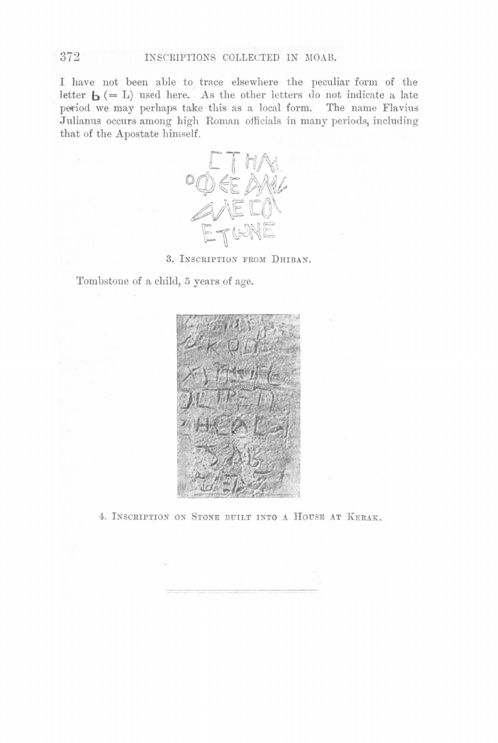I have not been able to trace elsewhere the peculiar form of the letter ɓ (= L) used here. As the other letters do not indicate a late period we may perhaps take this as a local form. The name Flavius Julianus occurs among high Roman officials in many periods, including that of the Apostate himself.

3. Inscription from Dhiban.

Tombstone of a child, 5 years of age.

4. Inscription on Stone built into a House at Kerak.